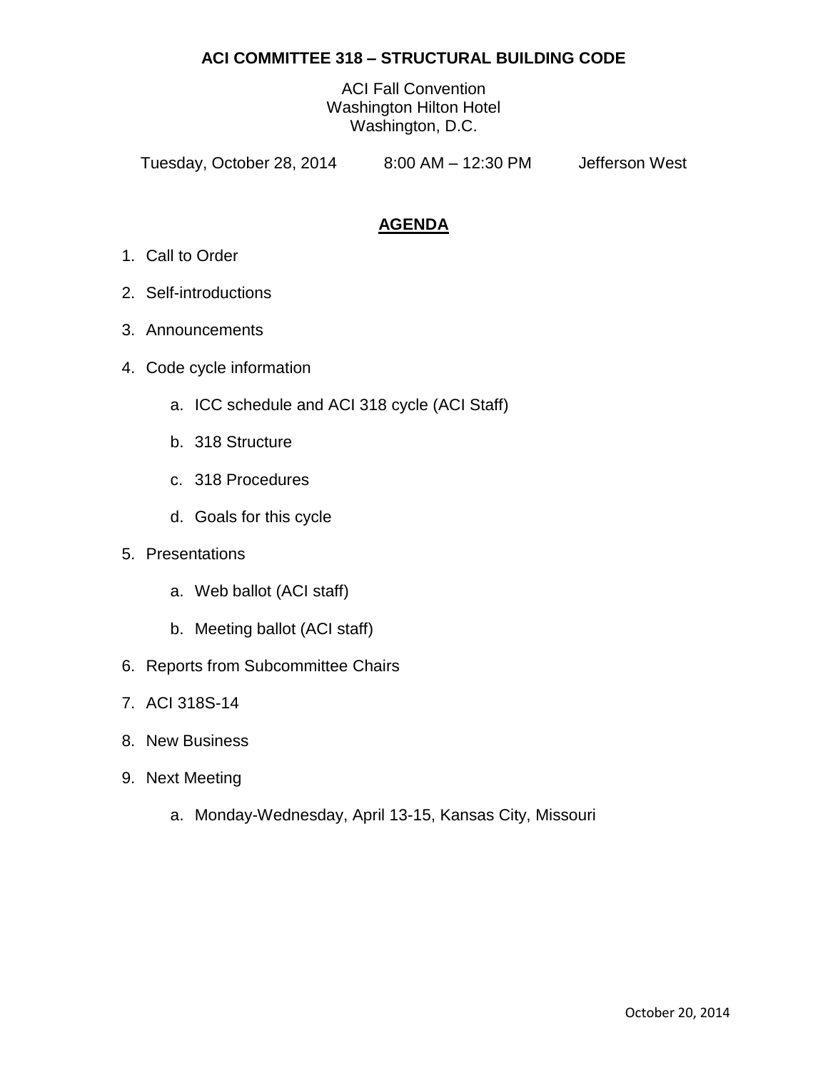# ACI COMMITTEE 318 – STRUCTURAL BUILDING CODE

ACI Fall Convention
Washington Hilton Hotel
Washington, D.C.

Tuesday, October 28, 2014 8:00 AM – 12:30 PM Jefferson West

## AGENDA

1. Call to Order
2. Self-introductions
3. Announcements
4. Code cycle information
    a. ICC schedule and ACI 318 cycle (ACI Staff)
    b. 318 Structure
    c. 318 Procedures
    d. Goals for this cycle
5. Presentations
    a. Web ballot (ACI staff)
    b. Meeting ballot (ACI staff)
6. Reports from Subcommittee Chairs
7. ACI 318S-14
8. New Business
9. Next Meeting
    a. Monday-Wednesday, April 13-15, Kansas City, Missouri

October 20, 2014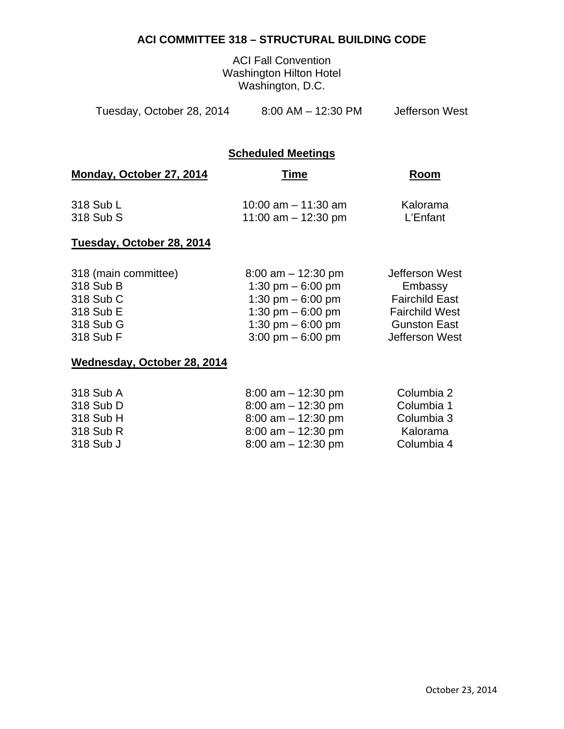**ACI COMMITTEE 318 – STRUCTURAL BUILDING CODE**

ACI Fall Convention
Washington Hilton Hotel
Washington, D.C.

Tuesday, October 28, 2014 8:00 AM – 12:30 PM Jefferson West

**Scheduled Meetings**

| **Monday, October 27, 2014** | **Time** | **Room** |
|---|---|---|
| 318 Sub L | 10:00 am – 11:30 am | Kalorama |
| 318 Sub S | 11:00 am – 12:30 pm | L'Enfant |
| **Tuesday, October 28, 2014** | | |
| 318 (main committee) | 8:00 am – 12:30 pm | Jefferson West |
| 318 Sub B | 1:30 pm – 6:00 pm | Embassy |
| 318 Sub C | 1:30 pm – 6:00 pm | Fairchild East |
| 318 Sub E | 1:30 pm – 6:00 pm | Fairchild West |
| 318 Sub G | 1:30 pm – 6:00 pm | Gunston East |
| 318 Sub F | 3:00 pm – 6:00 pm | Jefferson West |
| **Wednesday, October 28, 2014** | | |
| 318 Sub A | 8:00 am – 12:30 pm | Columbia 2 |
| 318 Sub D | 8:00 am – 12:30 pm | Columbia 1 |
| 318 Sub H | 8:00 am – 12:30 pm | Columbia 3 |
| 318 Sub R | 8:00 am – 12:30 pm | Kalorama |
| 318 Sub J | 8:00 am – 12:30 pm | Columbia 4 |

October 23, 2014